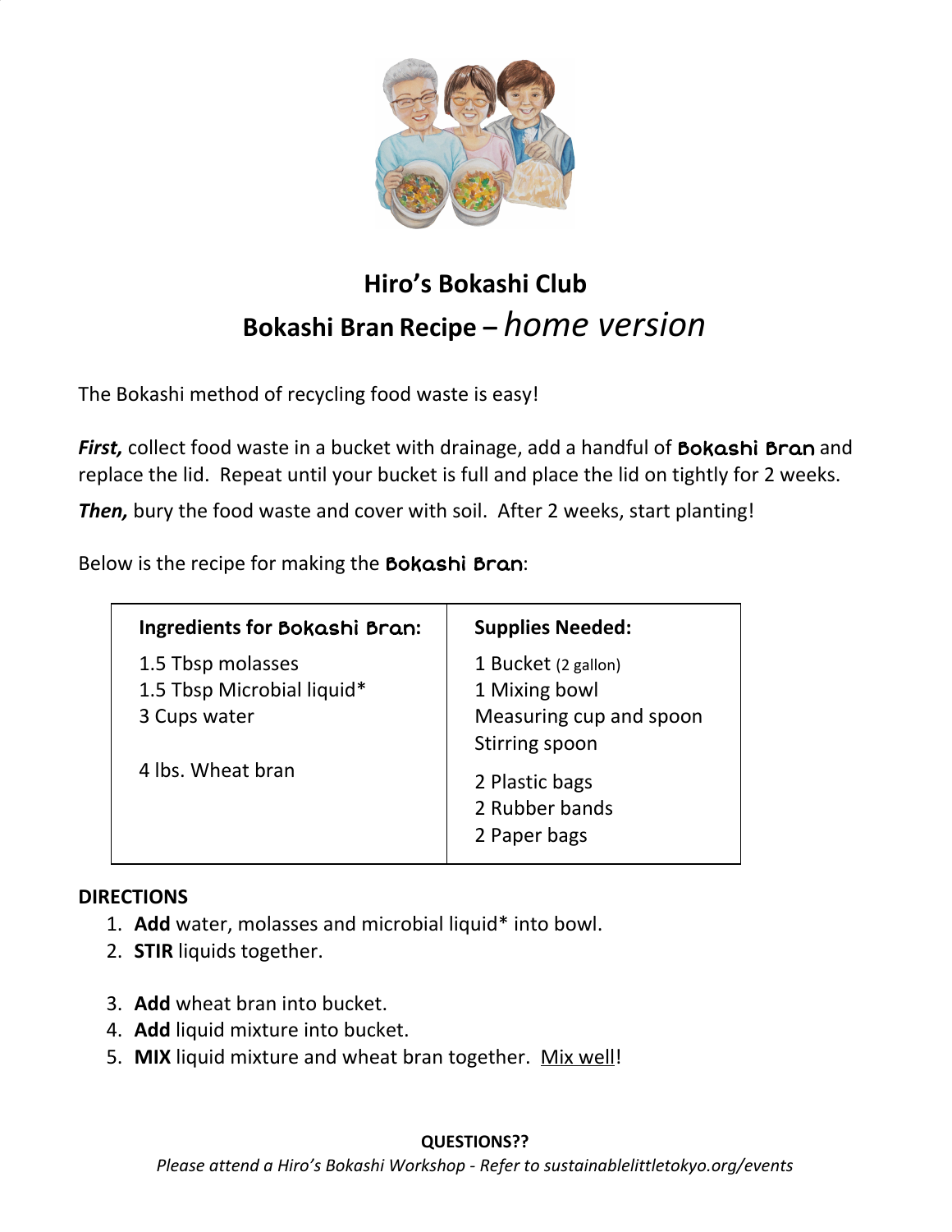# Hiro's Bokashi Club

## Bokashi Bran Recipe – *home version*

The Bokashi method of recycling food waste is easy!

***First,*** collect food waste in a bucket with drainage, add a handful of **Bokashi Bran** and replace the lid. Repeat until your bucket is full and place the lid on tightly for 2 weeks.

***Then,*** bury the food waste and cover with soil. After 2 weeks, start planting!

Below is the recipe for making the **Bokashi Bran**:

| Ingredients for Bokashi Bran: | Supplies Needed: |
|---|---|
| 1.5 Tbsp molasses<br>1.5 Tbsp Microbial liquid*<br>3 Cups water<br><br>4 lbs. Wheat bran | 1 Bucket (2 gallon)<br>1 Mixing bowl<br>Measuring cup and spoon<br>Stirring spoon<br><br>2 Plastic bags<br>2 Rubber bands<br>2 Paper bags |

**DIRECTIONS**

1. **Add** water, molasses and microbial liquid* into bowl.
2. **STIR** liquids together.
3. **Add** wheat bran into bucket.
4. **Add** liquid mixture into bucket.
5. **MIX** liquid mixture and wheat bran together. <u>Mix well</u>!

**QUESTIONS??**

*Please attend a Hiro's Bokashi Workshop - Refer to sustainablelittletokyo.org/events*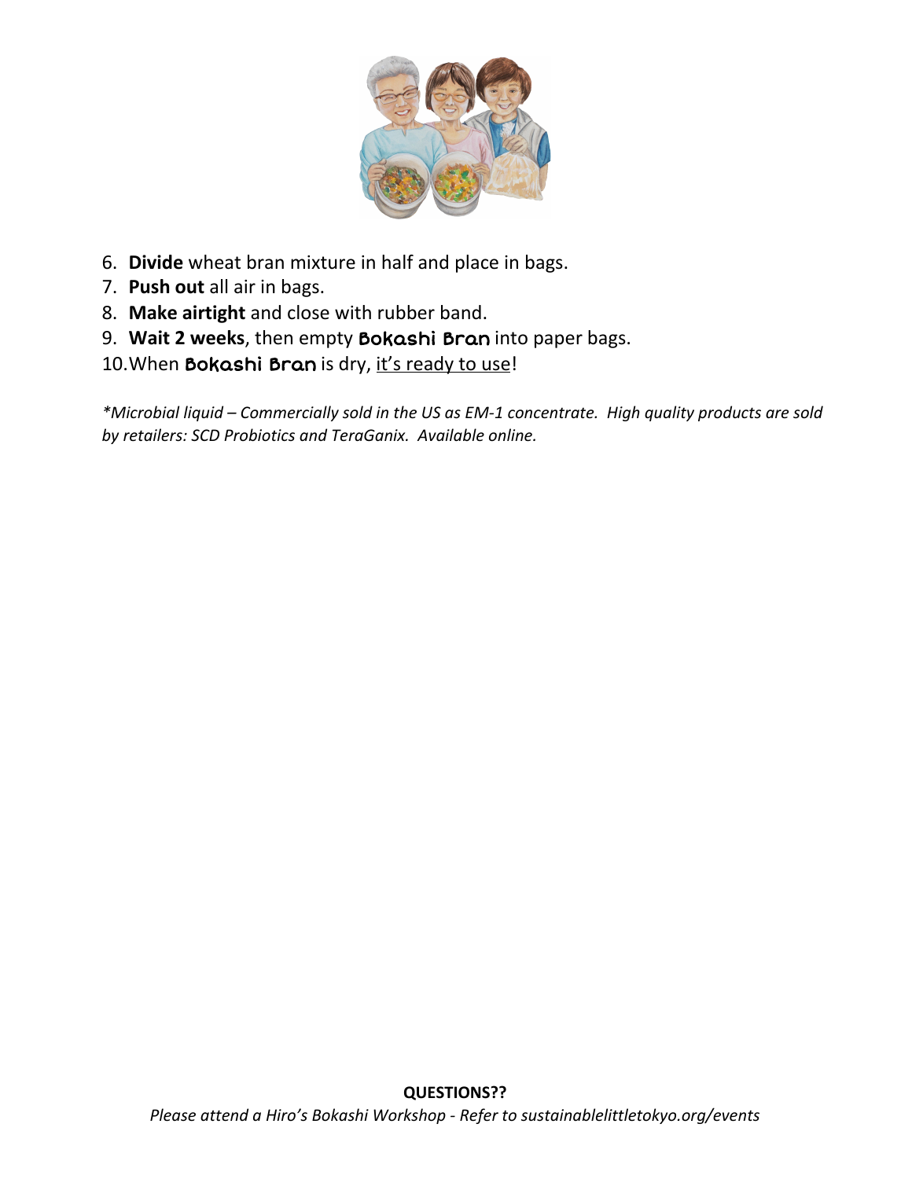6. **Divide** wheat bran mixture in half and place in bags.
7. **Push out** all air in bags.
8. **Make airtight** and close with rubber band.
9. **Wait 2 weeks**, then empty **Bokashi Bran** into paper bags.
10. When **Bokashi Bran** is dry, it's ready to use!

*\*Microbial liquid – Commercially sold in the US as EM-1 concentrate. High quality products are sold by retailers: SCD Probiotics and TeraGanix. Available online.*

**QUESTIONS??**

*Please attend a Hiro's Bokashi Workshop - Refer to sustainablelittletokyo.org/events*